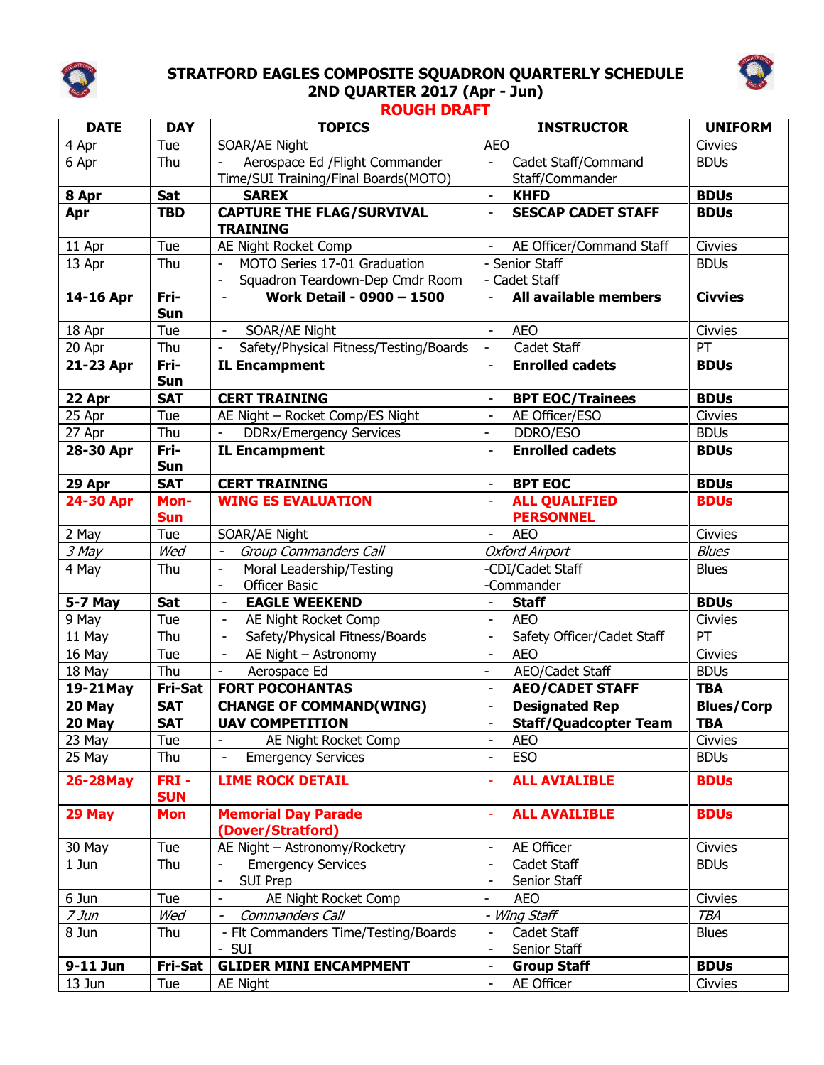# STRATFORD EAGLES COMPOSITE SQUADRON QUARTERLY SCHEDULE
## 2ND QUARTER 2017 (Apr - Jun)
### ROUGH DRAFT

| DATE | DAY | TOPICS | INSTRUCTOR | UNIFORM |
|---|---|---|---|---|
| 4 Apr | Tue | SOAR/AE Night | AEO | Civvies |
| 6 Apr | Thu | - Aerospace Ed /Flight Commander Time/SUI Training/Final Boards(MOTO) | - Cadet Staff/Command Staff/Commander | BDUs |
| **8 Apr** | **Sat** | **SAREX** | **- KHFD** | **BDUs** |
| **Apr** | **TBD** | **CAPTURE THE FLAG/SURVIVAL TRAINING** | **- SESCAP CADET STAFF** | **BDUs** |
| 11 Apr | Tue | AE Night Rocket Comp | - AE Officer/Command Staff | Civvies |
| 13 Apr | Thu | - MOTO Series 17-01 Graduation<br>- Squadron Teardown-Dep Cmdr Room | - Senior Staff<br>- Cadet Staff | BDUs |
| **14-16 Apr** | **Fri-Sun** | **- Work Detail - 0900 – 1500** | **- All available members** | **Civvies** |
| 18 Apr | Tue | - SOAR/AE Night | - AEO | Civvies |
| 20 Apr | Thu | - Safety/Physical Fitness/Testing/Boards | - Cadet Staff | PT |
| **21-23 Apr** | **Fri-Sun** | **IL Encampment** | **- Enrolled cadets** | **BDUs** |
| **22 Apr** | **SAT** | **CERT TRAINING** | **- BPT EOC/Trainees** | **BDUs** |
| 25 Apr | Tue | AE Night – Rocket Comp/ES Night | - AE Officer/ESO | Civvies |
| 27 Apr | Thu | - DDRx/Emergency Services | - DDRO/ESO | BDUs |
| **28-30 Apr** | **Fri-Sun** | **IL Encampment** | **- Enrolled cadets** | **BDUs** |
| **29 Apr** | **SAT** | **CERT TRAINING** | **- BPT EOC** | **BDUs** |
| **24-30 Apr** | **Mon-Sun** | **WING ES EVALUATION** | **- ALL QUALIFIED PERSONNEL** | **BDUs** |
| 2 May | Tue | SOAR/AE Night | - AEO | Civvies |
| *3 May* | *Wed* | *- Group Commanders Call* | *Oxford Airport* | *Blues* |
| 4 May | Thu | - Moral Leadership/Testing<br>- Officer Basic | -CDI/Cadet Staff<br>-Commander | Blues |
| **5-7 May** | **Sat** | **- EAGLE WEEKEND** | **- Staff** | **BDUs** |
| 9 May | Tue | - AE Night Rocket Comp | - AEO | Civvies |
| 11 May | Thu | - Safety/Physical Fitness/Boards | - Safety Officer/Cadet Staff | PT |
| 16 May | Tue | - AE Night – Astronomy | - AEO | Civvies |
| 18 May | Thu | - Aerospace Ed | - AEO/Cadet Staff | BDUs |
| **19-21May** | **Fri-Sat** | **FORT POCOHANTAS** | **- AEO/CADET STAFF** | **TBA** |
| **20 May** | **SAT** | **CHANGE OF COMMAND(WING)** | **- Designated Rep** | **Blues/Corp** |
| **20 May** | **SAT** | **UAV COMPETITION** | **- Staff/Quadcopter Team** | **TBA** |
| 23 May | Tue | - AE Night Rocket Comp | - AEO | Civvies |
| 25 May | Thu | - Emergency Services | - ESO | BDUs |
| **26-28May** | **FRI - SUN** | **LIME ROCK DETAIL** | **- ALL AVIALIBLE** | **BDUs** |
| **29 May** | **Mon** | **Memorial Day Parade (Dover/Stratford)** | **- ALL AVAILIBLE** | **BDUs** |
| 30 May | Tue | AE Night – Astronomy/Rocketry | - AE Officer | Civvies |
| 1 Jun | Thu | - Emergency Services<br>- SUI Prep | - Cadet Staff<br>- Senior Staff | BDUs |
| 6 Jun | Tue | - AE Night Rocket Comp | - AEO | Civvies |
| *7 Jun* | *Wed* | *- Commanders Call* | *- Wing Staff* | *TBA* |
| 8 Jun | Thu | - Flt Commanders Time/Testing/Boards<br>- SUI | - Cadet Staff<br>- Senior Staff | Blues |
| **9-11 Jun** | **Fri-Sat** | **GLIDER MINI ENCAMPMENT** | **- Group Staff** | **BDUs** |
| 13 Jun | Tue | AE Night | - AE Officer | Civvies |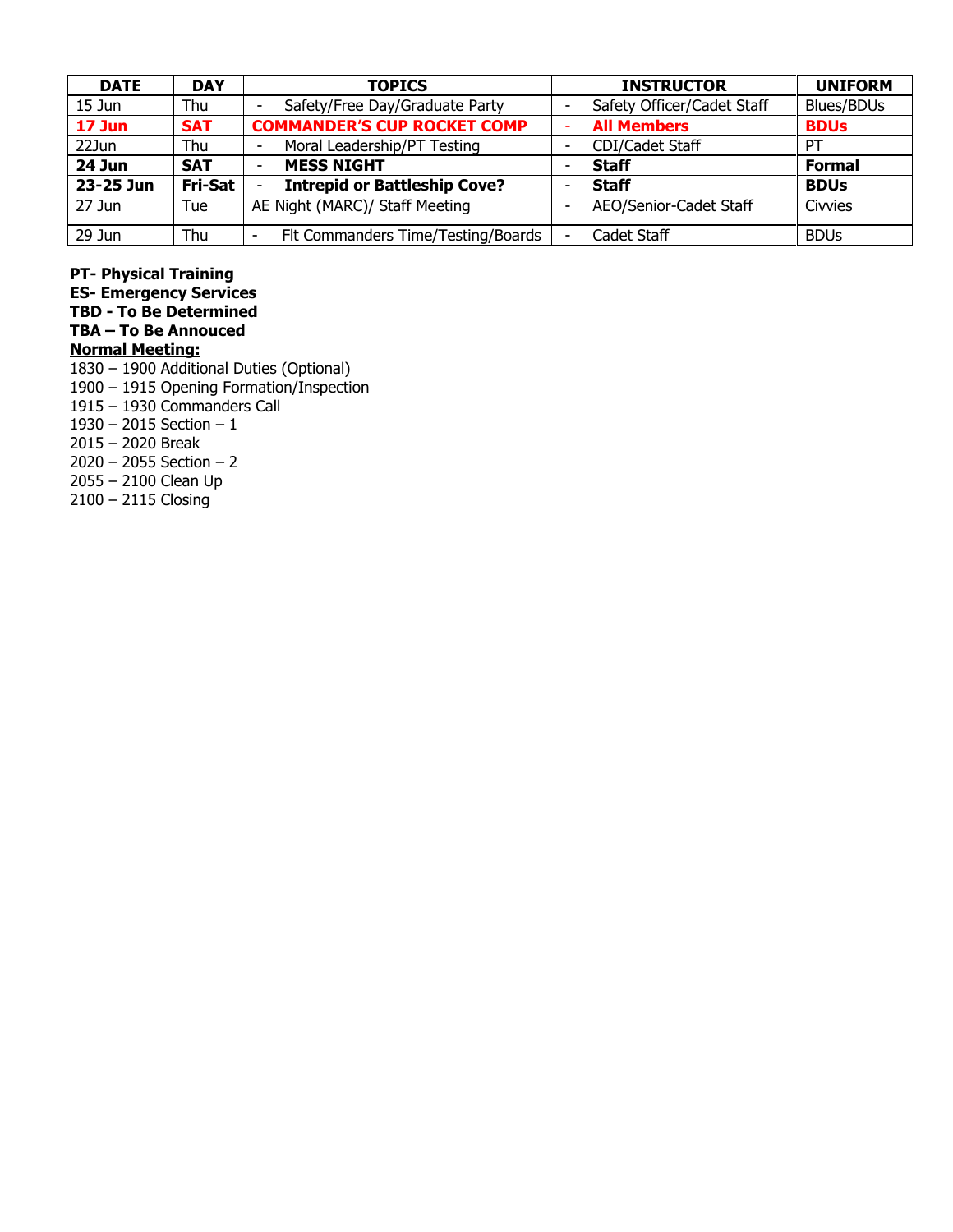| DATE | DAY | TOPICS | INSTRUCTOR | UNIFORM |
|---|---|---|---|---|
| 15 Jun | Thu | - Safety/Free Day/Graduate Party | - Safety Officer/Cadet Staff | Blues/BDUs |
| **17 Jun** | **SAT** | **COMMANDER'S CUP ROCKET COMP** | - **All Members** | **BDUs** |
| 22Jun | Thu | - Moral Leadership/PT Testing | - CDI/Cadet Staff | PT |
| **24 Jun** | **SAT** | - **MESS NIGHT** | - **Staff** | **Formal** |
| **23-25 Jun** | **Fri-Sat** | - **Intrepid or Battleship Cove?** | - **Staff** | **BDUs** |
| 27 Jun | Tue | AE Night (MARC)/ Staff Meeting | - AEO/Senior-Cadet Staff | Civvies |
| 29 Jun | Thu | - Flt Commanders Time/Testing/Boards | - Cadet Staff | BDUs |

**PT- Physical Training**
**ES- Emergency Services**
**TBD - To Be Determined**
**TBA – To Be Annouced**

**Normal Meeting:**

1830 – 1900 Additional Duties (Optional)
1900 – 1915 Opening Formation/Inspection
1915 – 1930 Commanders Call
1930 – 2015 Section – 1
2015 – 2020 Break
2020 – 2055 Section – 2
2055 – 2100 Clean Up
2100 – 2115 Closing